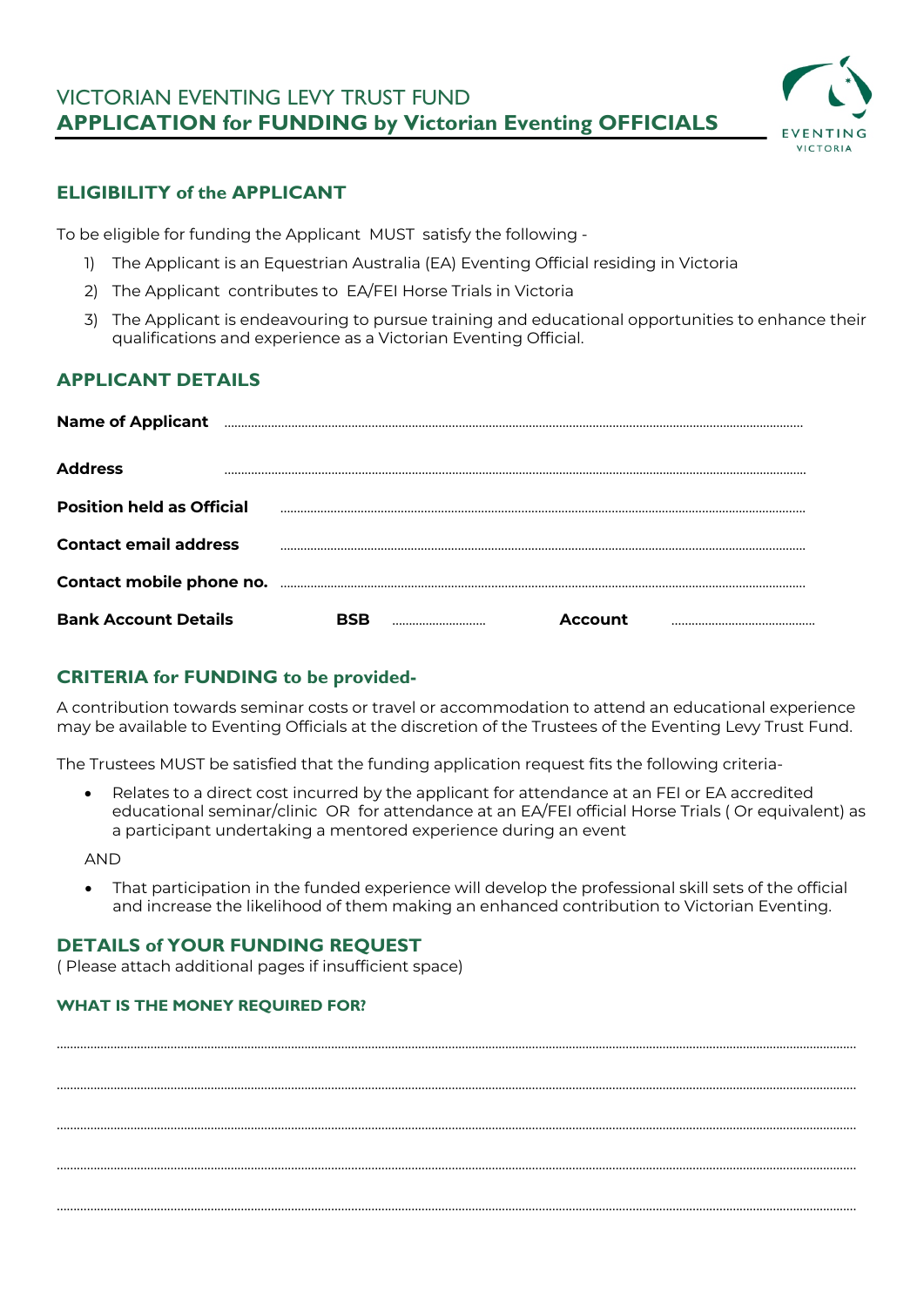# VICTORIAN EVENTING LEVY TRUST FUND

# **APPLICATION for FUNDING by Victorian Eventing OFFICIALS**

EVENTING VICTORIA

## ELIGIBILITY of the APPLICANT

To be eligible for funding the Applicant MUST satisfy the following -

1) The Applicant is an Equestrian Australia (EA) Eventing Official residing in Victoria
2) The Applicant contributes to EA/FEI Horse Trials in Victoria
3) The Applicant is endeavouring to pursue training and educational opportunities to enhance their qualifications and experience as a Victorian Eventing Official.

## APPLICANT DETAILS

**Name of Applicant** ..................................................................................................................

**Address** ..................................................................................................................

**Position held as Official** ..................................................................................................................

**Contact email address** ..................................................................................................................

**Contact mobile phone no.** ..................................................................................................................

**Bank Account Details** **BSB** .......................... **Account** ..........................................

## CRITERIA for FUNDING to be provided-

A contribution towards seminar costs or travel or accommodation to attend an educational experience may be available to Eventing Officials at the discretion of the Trustees of the Eventing Levy Trust Fund.

The Trustees MUST be satisfied that the funding application request fits the following criteria-

- Relates to a direct cost incurred by the applicant for attendance at an FEI or EA accredited educational seminar/clinic OR for attendance at an EA/FEI official Horse Trials ( Or equivalent) as a participant undertaking a mentored experience during an event

AND

- That participation in the funded experience will develop the professional skill sets of the official and increase the likelihood of them making an enhanced contribution to Victorian Eventing.

## DETAILS of YOUR FUNDING REQUEST

( Please attach additional pages if insufficient space)

### WHAT IS THE MONEY REQUIRED FOR?

..................................................................................................................

..................................................................................................................

..................................................................................................................

..................................................................................................................

..................................................................................................................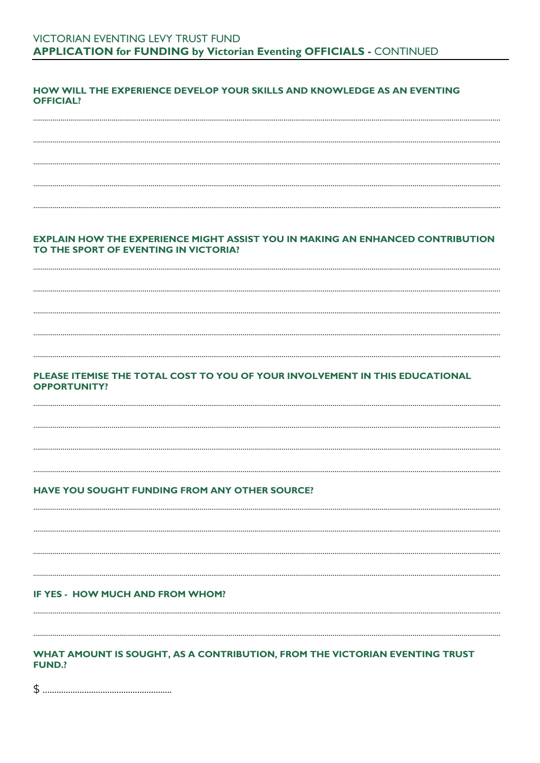**HOW WILL THE EXPERIENCE DEVELOP YOUR SKILLS AND KNOWLEDGE AS AN EVENTING OFFICIAL?**

..............................................................................................................................................................................................................

..............................................................................................................................................................................................................

..............................................................................................................................................................................................................

..............................................................................................................................................................................................................

..............................................................................................................................................................................................................

**EXPLAIN HOW THE EXPERIENCE MIGHT ASSIST YOU IN MAKING AN ENHANCED CONTRIBUTION TO THE SPORT OF EVENTING IN VICTORIA?**

..............................................................................................................................................................................................................

..............................................................................................................................................................................................................

..............................................................................................................................................................................................................

..............................................................................................................................................................................................................

..............................................................................................................................................................................................................

**PLEASE ITEMISE THE TOTAL COST TO YOU OF YOUR INVOLVEMENT IN THIS EDUCATIONAL OPPORTUNITY?**

..............................................................................................................................................................................................................

..............................................................................................................................................................................................................

..............................................................................................................................................................................................................

..............................................................................................................................................................................................................

**HAVE YOU SOUGHT FUNDING FROM ANY OTHER SOURCE?**

..............................................................................................................................................................................................................

..............................................................................................................................................................................................................

..............................................................................................................................................................................................................

..............................................................................................................................................................................................................

**IF YES - HOW MUCH AND FROM WHOM?**

..............................................................................................................................................................................................................

..............................................................................................................................................................................................................

**WHAT AMOUNT IS SOUGHT, AS A CONTRIBUTION, FROM THE VICTORIAN EVENTING TRUST FUND.?**

$ .......................................................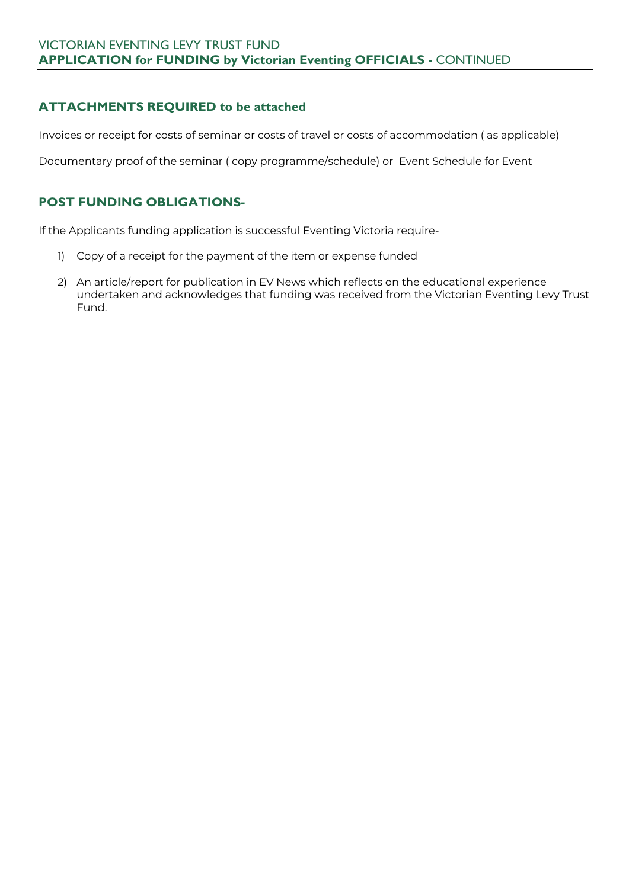VICTORIAN EVENTING LEVY TRUST FUND
**APPLICATION for FUNDING by Victorian Eventing OFFICIALS -** CONTINUED

## ATTACHMENTS REQUIRED to be attached

Invoices or receipt for costs of seminar or costs of travel or costs of accommodation ( as applicable)

Documentary proof of the seminar ( copy programme/schedule) or  Event Schedule for Event

## POST FUNDING OBLIGATIONS-

If the Applicants funding application is successful Eventing Victoria require-

1) Copy of a receipt for the payment of the item or expense funded
2) An article/report for publication in EV News which reflects on the educational experience undertaken and acknowledges that funding was received from the Victorian Eventing Levy Trust Fund.